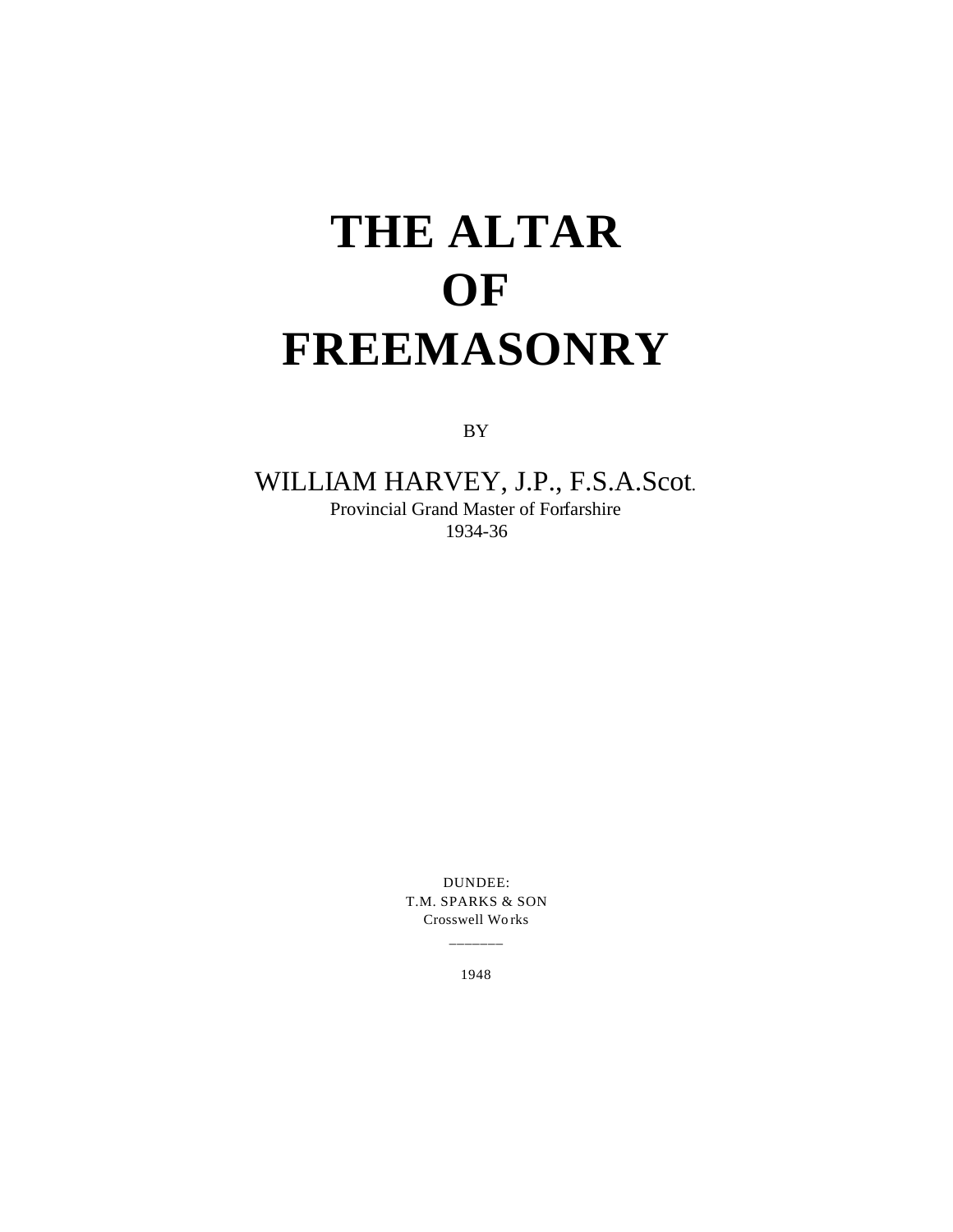# THE ALTAR OF FREEMASONRY

BY

WILLIAM HARVEY, J.P., F.S.A.Scot.

Provincial Grand Master of Forfarshire

1934-36

DUNDEE:

T.M. SPARKS & SON

Crosswell Works

———

1948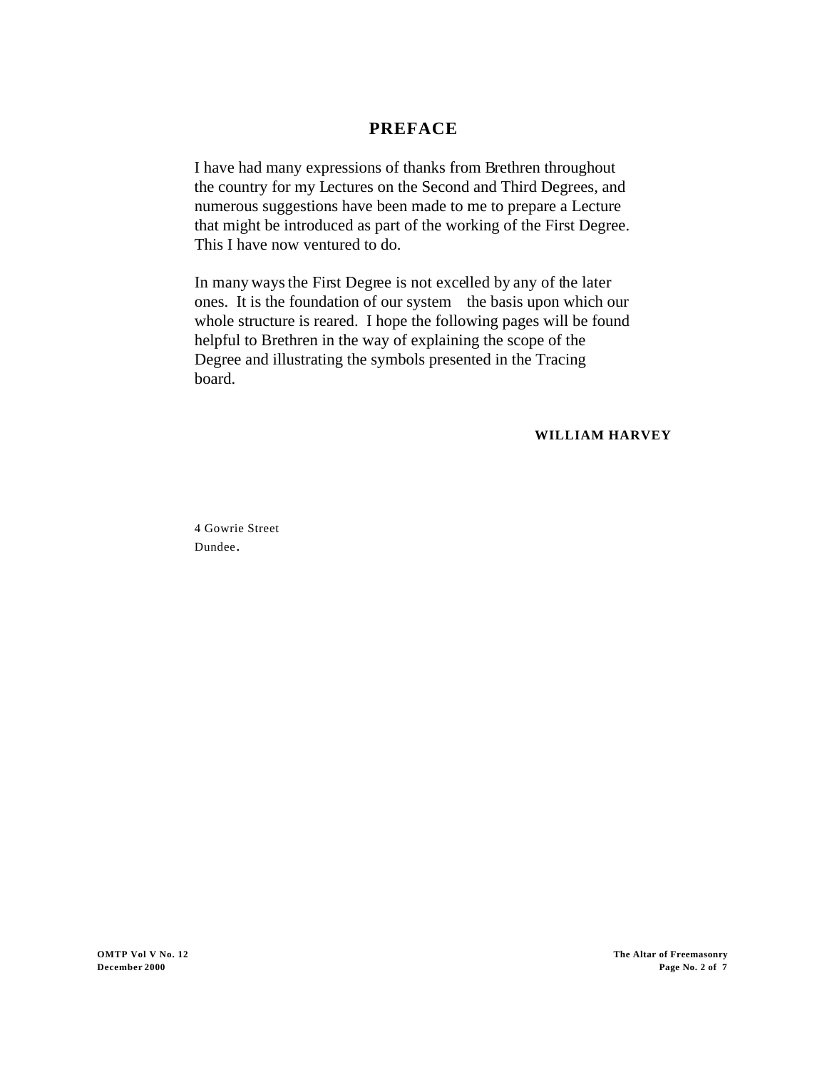# PREFACE

I have had many expressions of thanks from Brethren throughout the country for my Lectures on the Second and Third Degrees, and numerous suggestions have been made to me to prepare a Lecture that might be introduced as part of the working of the First Degree. This I have now ventured to do.

In many ways the First Degree is not excelled by any of the later ones. It is the foundation of our system the basis upon which our whole structure is reared. I hope the following pages will be found helpful to Brethren in the way of explaining the scope of the Degree and illustrating the symbols presented in the Tracing board.

**WILLIAM HARVEY**

4 Gowrie Street
Dundee.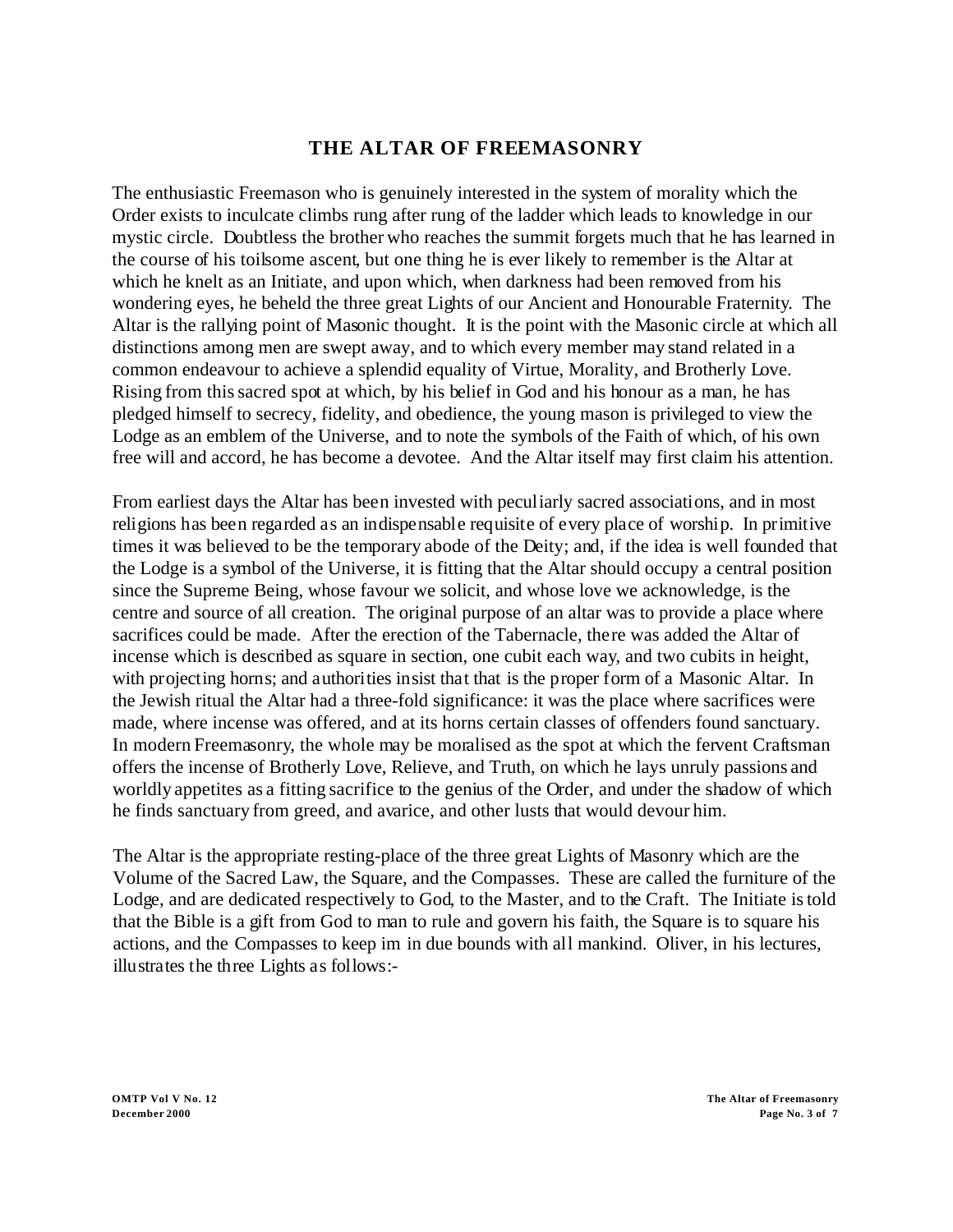# THE ALTAR OF FREEMASONRY

The enthusiastic Freemason who is genuinely interested in the system of morality which the Order exists to inculcate climbs rung after rung of the ladder which leads to knowledge in our mystic circle. Doubtless the brother who reaches the summit forgets much that he has learned in the course of his toilsome ascent, but one thing he is ever likely to remember is the Altar at which he knelt as an Initiate, and upon which, when darkness had been removed from his wondering eyes, he beheld the three great Lights of our Ancient and Honourable Fraternity. The Altar is the rallying point of Masonic thought. It is the point with the Masonic circle at which all distinctions among men are swept away, and to which every member may stand related in a common endeavour to achieve a splendid equality of Virtue, Morality, and Brotherly Love. Rising from this sacred spot at which, by his belief in God and his honour as a man, he has pledged himself to secrecy, fidelity, and obedience, the young mason is privileged to view the Lodge as an emblem of the Universe, and to note the symbols of the Faith of which, of his own free will and accord, he has become a devotee. And the Altar itself may first claim his attention.

From earliest days the Altar has been invested with peculiarly sacred associations, and in most religions has been regarded as an indispensable requisite of every place of worship. In primitive times it was believed to be the temporary abode of the Deity; and, if the idea is well founded that the Lodge is a symbol of the Universe, it is fitting that the Altar should occupy a central position since the Supreme Being, whose favour we solicit, and whose love we acknowledge, is the centre and source of all creation. The original purpose of an altar was to provide a place where sacrifices could be made. After the erection of the Tabernacle, there was added the Altar of incense which is described as square in section, one cubit each way, and two cubits in height, with projecting horns; and authorities insist that that is the proper form of a Masonic Altar. In the Jewish ritual the Altar had a three-fold significance: it was the place where sacrifices were made, where incense was offered, and at its horns certain classes of offenders found sanctuary. In modern Freemasonry, the whole may be moralised as the spot at which the fervent Craftsman offers the incense of Brotherly Love, Relieve, and Truth, on which he lays unruly passions and worldly appetites as a fitting sacrifice to the genius of the Order, and under the shadow of which he finds sanctuary from greed, and avarice, and other lusts that would devour him.

The Altar is the appropriate resting-place of the three great Lights of Masonry which are the Volume of the Sacred Law, the Square, and the Compasses. These are called the furniture of the Lodge, and are dedicated respectively to God, to the Master, and to the Craft. The Initiate is told that the Bible is a gift from God to man to rule and govern his faith, the Square is to square his actions, and the Compasses to keep im in due bounds with all mankind. Oliver, in his lectures, illustrates the three Lights as follows:-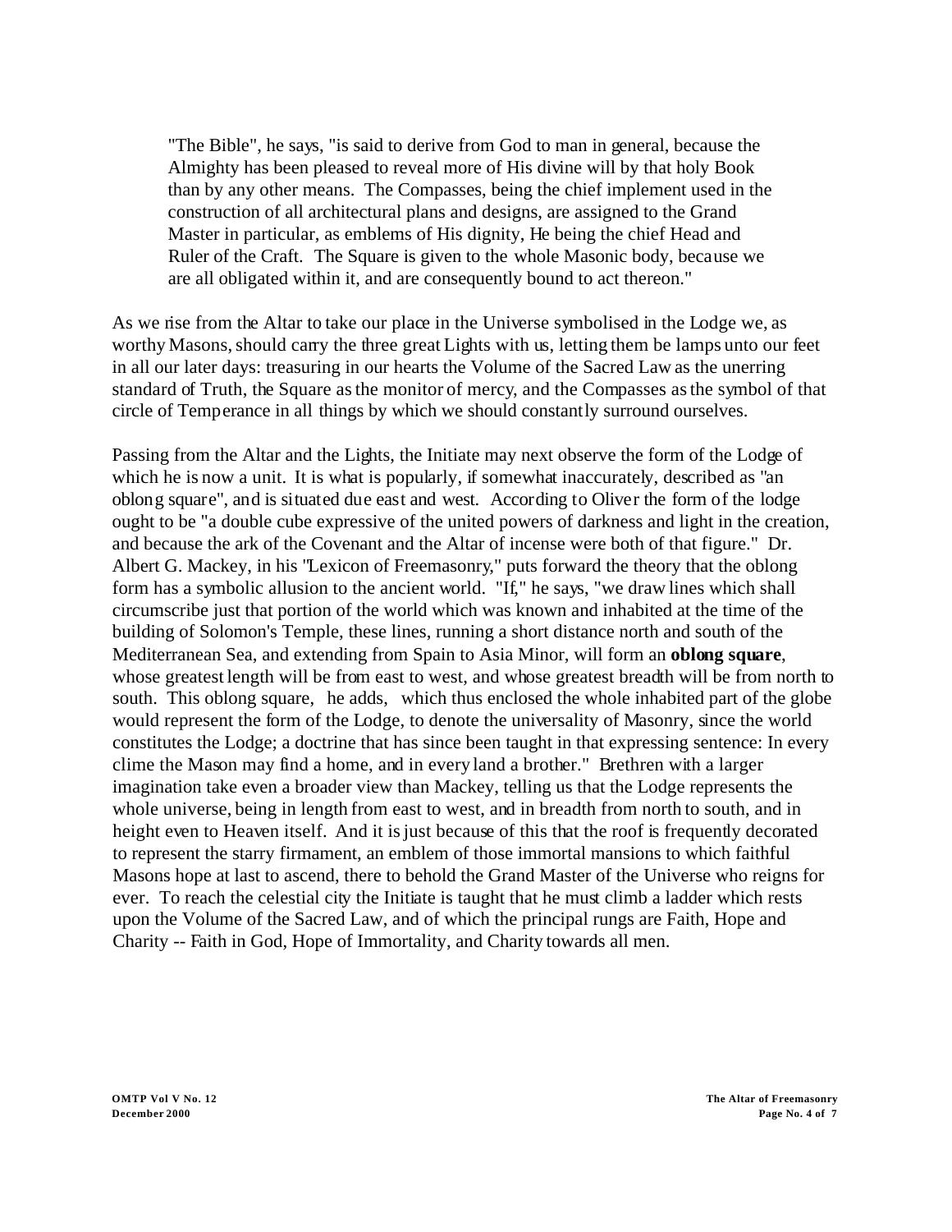> "The Bible", he says, "is said to derive from God to man in general, because the Almighty has been pleased to reveal more of His divine will by that holy Book than by any other means. The Compasses, being the chief implement used in the construction of all architectural plans and designs, are assigned to the Grand Master in particular, as emblems of His dignity, He being the chief Head and Ruler of the Craft. The Square is given to the whole Masonic body, because we are all obligated within it, and are consequently bound to act thereon."

As we rise from the Altar to take our place in the Universe symbolised in the Lodge we, as worthy Masons, should carry the three great Lights with us, letting them be lamps unto our feet in all our later days: treasuring in our hearts the Volume of the Sacred Law as the unerring standard of Truth, the Square as the monitor of mercy, and the Compasses as the symbol of that circle of Temperance in all things by which we should constantly surround ourselves.

Passing from the Altar and the Lights, the Initiate may next observe the form of the Lodge of which he is now a unit. It is what is popularly, if somewhat inaccurately, described as "an oblong square", and is situated due east and west. According to Oliver the form of the lodge ought to be "a double cube expressive of the united powers of darkness and light in the creation, and because the ark of the Covenant and the Altar of incense were both of that figure." Dr. Albert G. Mackey, in his "Lexicon of Freemasonry," puts forward the theory that the oblong form has a symbolic allusion to the ancient world. "If," he says, "we draw lines which shall circumscribe just that portion of the world which was known and inhabited at the time of the building of Solomon's Temple, these lines, running a short distance north and south of the Mediterranean Sea, and extending from Spain to Asia Minor, will form an **oblong square**, whose greatest length will be from east to west, and whose greatest breadth will be from north to south. This oblong square, he adds, which thus enclosed the whole inhabited part of the globe would represent the form of the Lodge, to denote the universality of Masonry, since the world constitutes the Lodge; a doctrine that has since been taught in that expressing sentence: In every clime the Mason may find a home, and in every land a brother." Brethren with a larger imagination take even a broader view than Mackey, telling us that the Lodge represents the whole universe, being in length from east to west, and in breadth from north to south, and in height even to Heaven itself. And it is just because of this that the roof is frequently decorated to represent the starry firmament, an emblem of those immortal mansions to which faithful Masons hope at last to ascend, there to behold the Grand Master of the Universe who reigns for ever. To reach the celestial city the Initiate is taught that he must climb a ladder which rests upon the Volume of the Sacred Law, and of which the principal rungs are Faith, Hope and Charity -- Faith in God, Hope of Immortality, and Charity towards all men.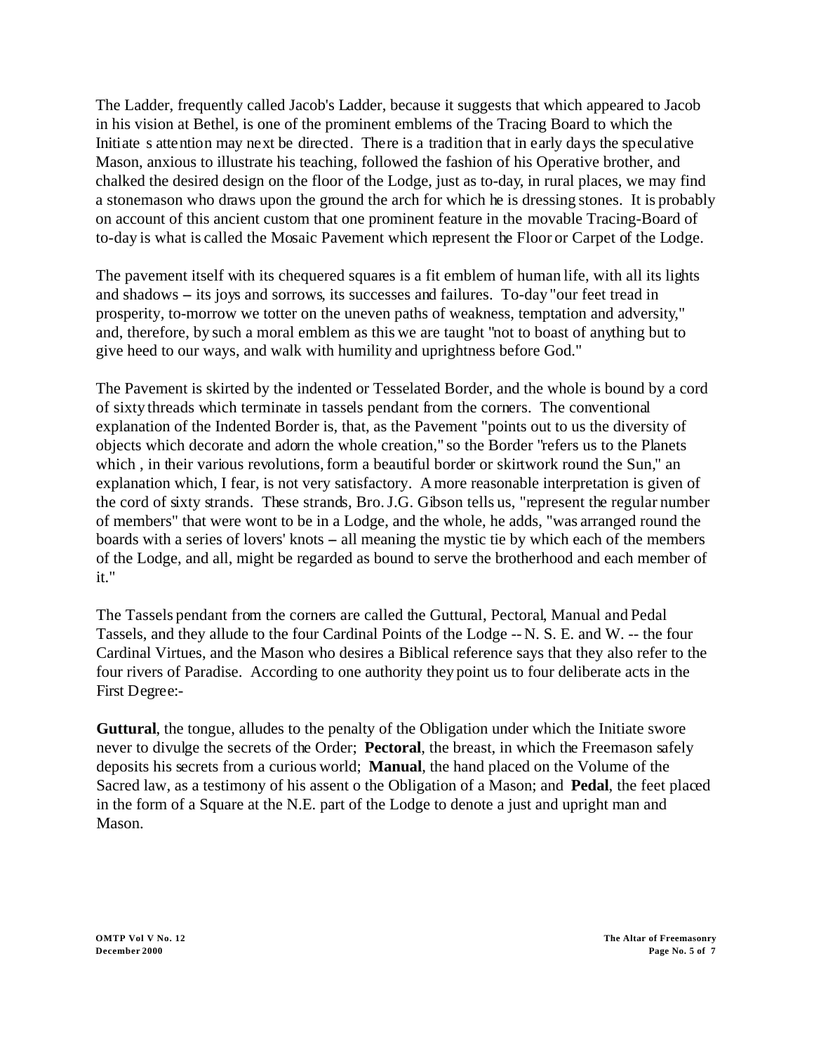The Ladder, frequently called Jacob's Ladder, because it suggests that which appeared to Jacob in his vision at Bethel, is one of the prominent emblems of the Tracing Board to which the Initiate s attention may next be directed. There is a tradition that in early days the speculative Mason, anxious to illustrate his teaching, followed the fashion of his Operative brother, and chalked the desired design on the floor of the Lodge, just as to-day, in rural places, we may find a stonemason who draws upon the ground the arch for which he is dressing stones. It is probably on account of this ancient custom that one prominent feature in the movable Tracing-Board of to-day is what is called the Mosaic Pavement which represent the Floor or Carpet of the Lodge.

The pavement itself with its chequered squares is a fit emblem of human life, with all its lights and shadows – its joys and sorrows, its successes and failures. To-day "our feet tread in prosperity, to-morrow we totter on the uneven paths of weakness, temptation and adversity," and, therefore, by such a moral emblem as this we are taught "not to boast of anything but to give heed to our ways, and walk with humility and uprightness before God."

The Pavement is skirted by the indented or Tesselated Border, and the whole is bound by a cord of sixty threads which terminate in tassels pendant from the corners. The conventional explanation of the Indented Border is, that, as the Pavement "points out to us the diversity of objects which decorate and adorn the whole creation," so the Border "refers us to the Planets which , in their various revolutions, form a beautiful border or skirtwork round the Sun," an explanation which, I fear, is not very satisfactory. A more reasonable interpretation is given of the cord of sixty strands. These strands, Bro. J.G. Gibson tells us, "represent the regular number of members" that were wont to be in a Lodge, and the whole, he adds, "was arranged round the boards with a series of lovers' knots – all meaning the mystic tie by which each of the members of the Lodge, and all, might be regarded as bound to serve the brotherhood and each member of it."

The Tassels pendant from the corners are called the Guttural, Pectoral, Manual and Pedal Tassels, and they allude to the four Cardinal Points of the Lodge -- N. S. E. and W. -- the four Cardinal Virtues, and the Mason who desires a Biblical reference says that they also refer to the four rivers of Paradise. According to one authority they point us to four deliberate acts in the First Degree:-

**Guttural**, the tongue, alludes to the penalty of the Obligation under which the Initiate swore never to divulge the secrets of the Order; **Pectoral**, the breast, in which the Freemason safely deposits his secrets from a curious world; **Manual**, the hand placed on the Volume of the Sacred law, as a testimony of his assent o the Obligation of a Mason; and **Pedal**, the feet placed in the form of a Square at the N.E. part of the Lodge to denote a just and upright man and Mason.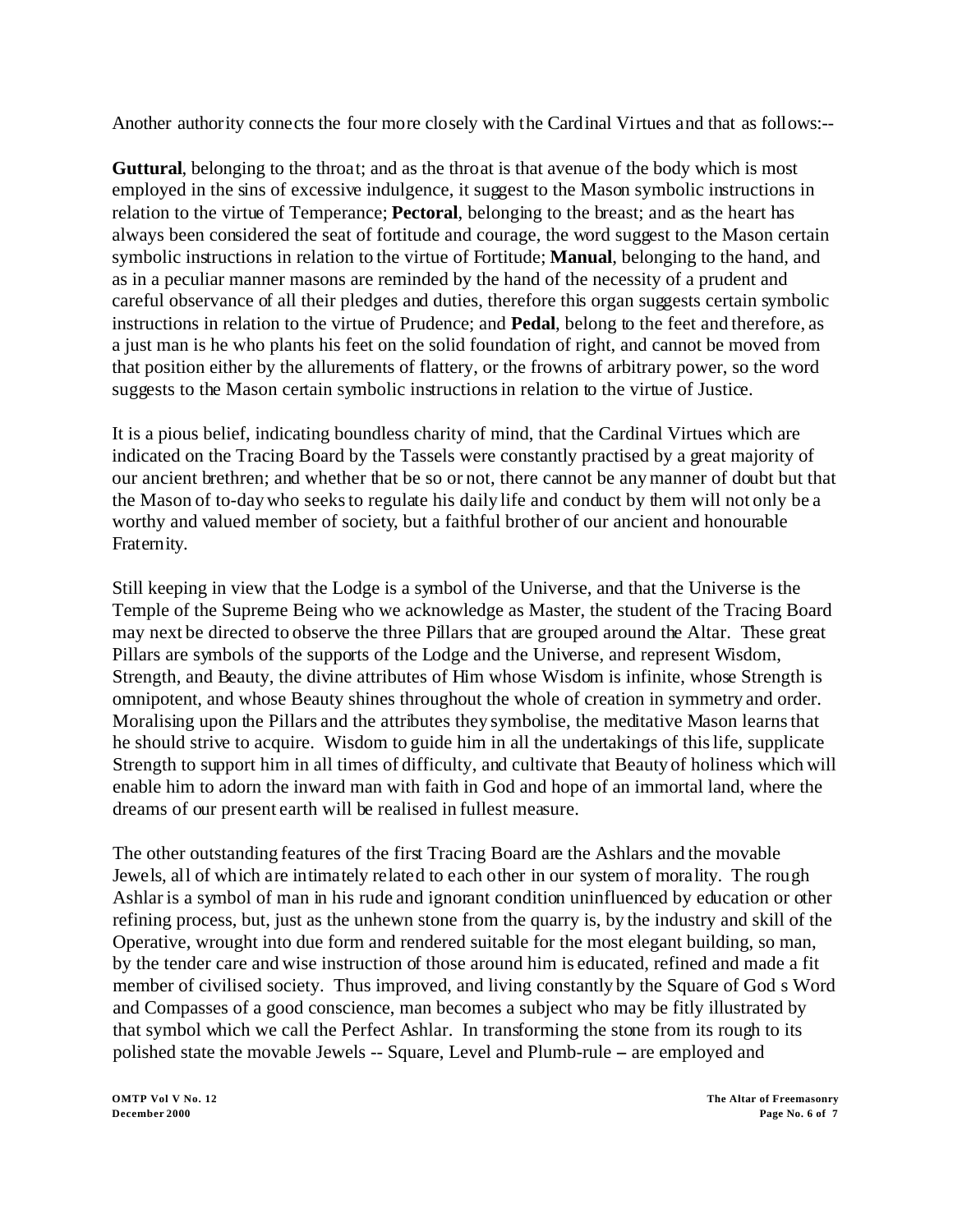Another authority connects the four more closely with the Cardinal Virtues and that as follows:--

**Guttural**, belonging to the throat; and as the throat is that avenue of the body which is most employed in the sins of excessive indulgence, it suggest to the Mason symbolic instructions in relation to the virtue of Temperance; **Pectoral**, belonging to the breast; and as the heart has always been considered the seat of fortitude and courage, the word suggest to the Mason certain symbolic instructions in relation to the virtue of Fortitude; **Manual**, belonging to the hand, and as in a peculiar manner masons are reminded by the hand of the necessity of a prudent and careful observance of all their pledges and duties, therefore this organ suggests certain symbolic instructions in relation to the virtue of Prudence; and **Pedal**, belong to the feet and therefore, as a just man is he who plants his feet on the solid foundation of right, and cannot be moved from that position either by the allurements of flattery, or the frowns of arbitrary power, so the word suggests to the Mason certain symbolic instructions in relation to the virtue of Justice.

It is a pious belief, indicating boundless charity of mind, that the Cardinal Virtues which are indicated on the Tracing Board by the Tassels were constantly practised by a great majority of our ancient brethren; and whether that be so or not, there cannot be any manner of doubt but that the Mason of to-day who seeks to regulate his daily life and conduct by them will not only be a worthy and valued member of society, but a faithful brother of our ancient and honourable Fraternity.

Still keeping in view that the Lodge is a symbol of the Universe, and that the Universe is the Temple of the Supreme Being who we acknowledge as Master, the student of the Tracing Board may next be directed to observe the three Pillars that are grouped around the Altar. These great Pillars are symbols of the supports of the Lodge and the Universe, and represent Wisdom, Strength, and Beauty, the divine attributes of Him whose Wisdom is infinite, whose Strength is omnipotent, and whose Beauty shines throughout the whole of creation in symmetry and order. Moralising upon the Pillars and the attributes they symbolise, the meditative Mason learns that he should strive to acquire. Wisdom to guide him in all the undertakings of this life, supplicate Strength to support him in all times of difficulty, and cultivate that Beauty of holiness which will enable him to adorn the inward man with faith in God and hope of an immortal land, where the dreams of our present earth will be realised in fullest measure.

The other outstanding features of the first Tracing Board are the Ashlars and the movable Jewels, all of which are intimately related to each other in our system of morality. The rough Ashlar is a symbol of man in his rude and ignorant condition uninfluenced by education or other refining process, but, just as the unhewn stone from the quarry is, by the industry and skill of the Operative, wrought into due form and rendered suitable for the most elegant building, so man, by the tender care and wise instruction of those around him is educated, refined and made a fit member of civilised society. Thus improved, and living constantly by the Square of God s Word and Compasses of a good conscience, man becomes a subject who may be fitly illustrated by that symbol which we call the Perfect Ashlar. In transforming the stone from its rough to its polished state the movable Jewels -- Square, Level and Plumb-rule – are employed and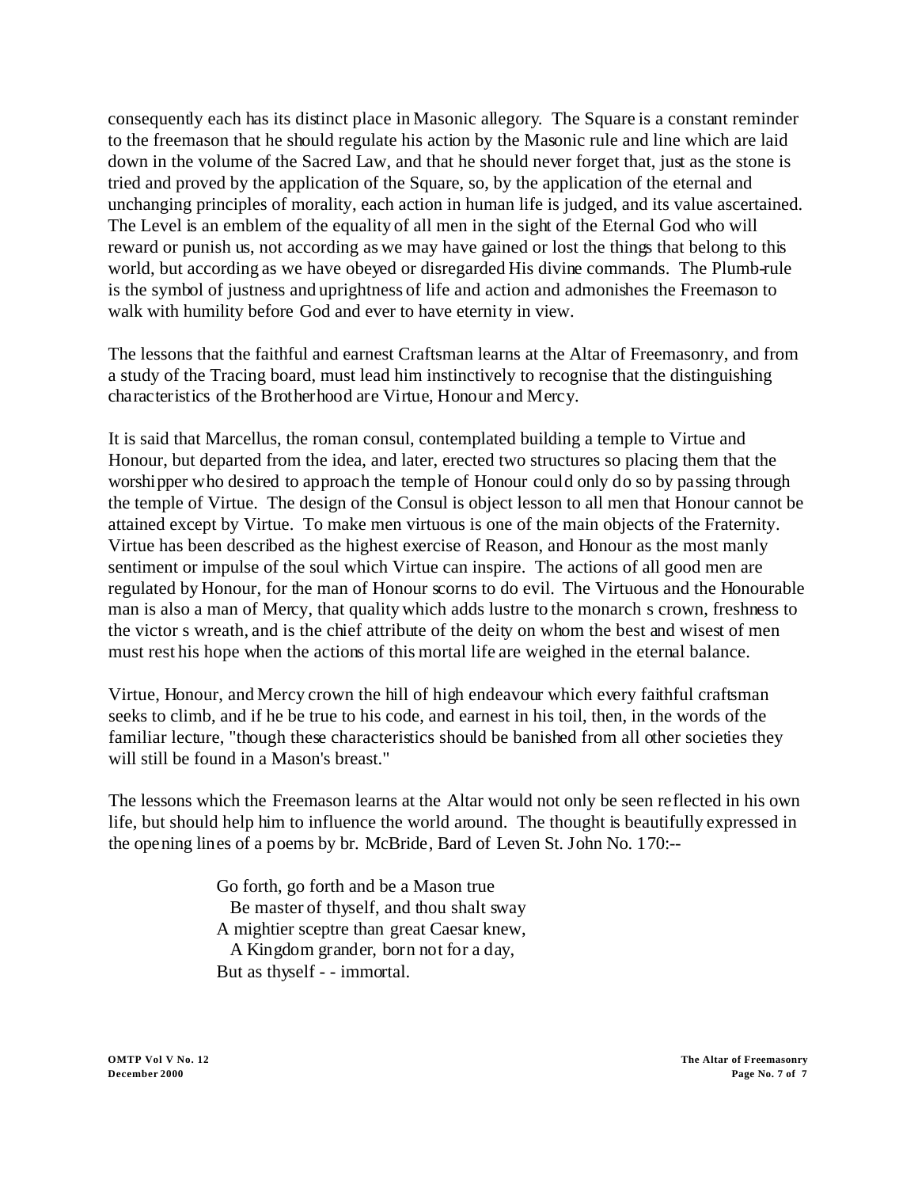consequently each has its distinct place in Masonic allegory. The Square is a constant reminder to the freemason that he should regulate his action by the Masonic rule and line which are laid down in the volume of the Sacred Law, and that he should never forget that, just as the stone is tried and proved by the application of the Square, so, by the application of the eternal and unchanging principles of morality, each action in human life is judged, and its value ascertained. The Level is an emblem of the equality of all men in the sight of the Eternal God who will reward or punish us, not according as we may have gained or lost the things that belong to this world, but according as we have obeyed or disregarded His divine commands. The Plumb-rule is the symbol of justness and uprightness of life and action and admonishes the Freemason to walk with humility before God and ever to have eternity in view.

The lessons that the faithful and earnest Craftsman learns at the Altar of Freemasonry, and from a study of the Tracing board, must lead him instinctively to recognise that the distinguishing characteristics of the Brotherhood are Virtue, Honour and Mercy.

It is said that Marcellus, the roman consul, contemplated building a temple to Virtue and Honour, but departed from the idea, and later, erected two structures so placing them that the worshipper who desired to approach the temple of Honour could only do so by passing through the temple of Virtue. The design of the Consul is object lesson to all men that Honour cannot be attained except by Virtue. To make men virtuous is one of the main objects of the Fraternity. Virtue has been described as the highest exercise of Reason, and Honour as the most manly sentiment or impulse of the soul which Virtue can inspire. The actions of all good men are regulated by Honour, for the man of Honour scorns to do evil. The Virtuous and the Honourable man is also a man of Mercy, that quality which adds lustre to the monarch s crown, freshness to the victor s wreath, and is the chief attribute of the deity on whom the best and wisest of men must rest his hope when the actions of this mortal life are weighed in the eternal balance.

Virtue, Honour, and Mercy crown the hill of high endeavour which every faithful craftsman seeks to climb, and if he be true to his code, and earnest in his toil, then, in the words of the familiar lecture, "though these characteristics should be banished from all other societies they will still be found in a Mason's breast."

The lessons which the Freemason learns at the Altar would not only be seen reflected in his own life, but should help him to influence the world around. The thought is beautifully expressed in the opening lines of a poems by br. McBride, Bard of Leven St. John No. 170:--

> Go forth, go forth and be a Mason true
> Be master of thyself, and thou shalt sway
> A mightier sceptre than great Caesar knew,
> A Kingdom grander, born not for a day,
> But as thyself - - immortal.